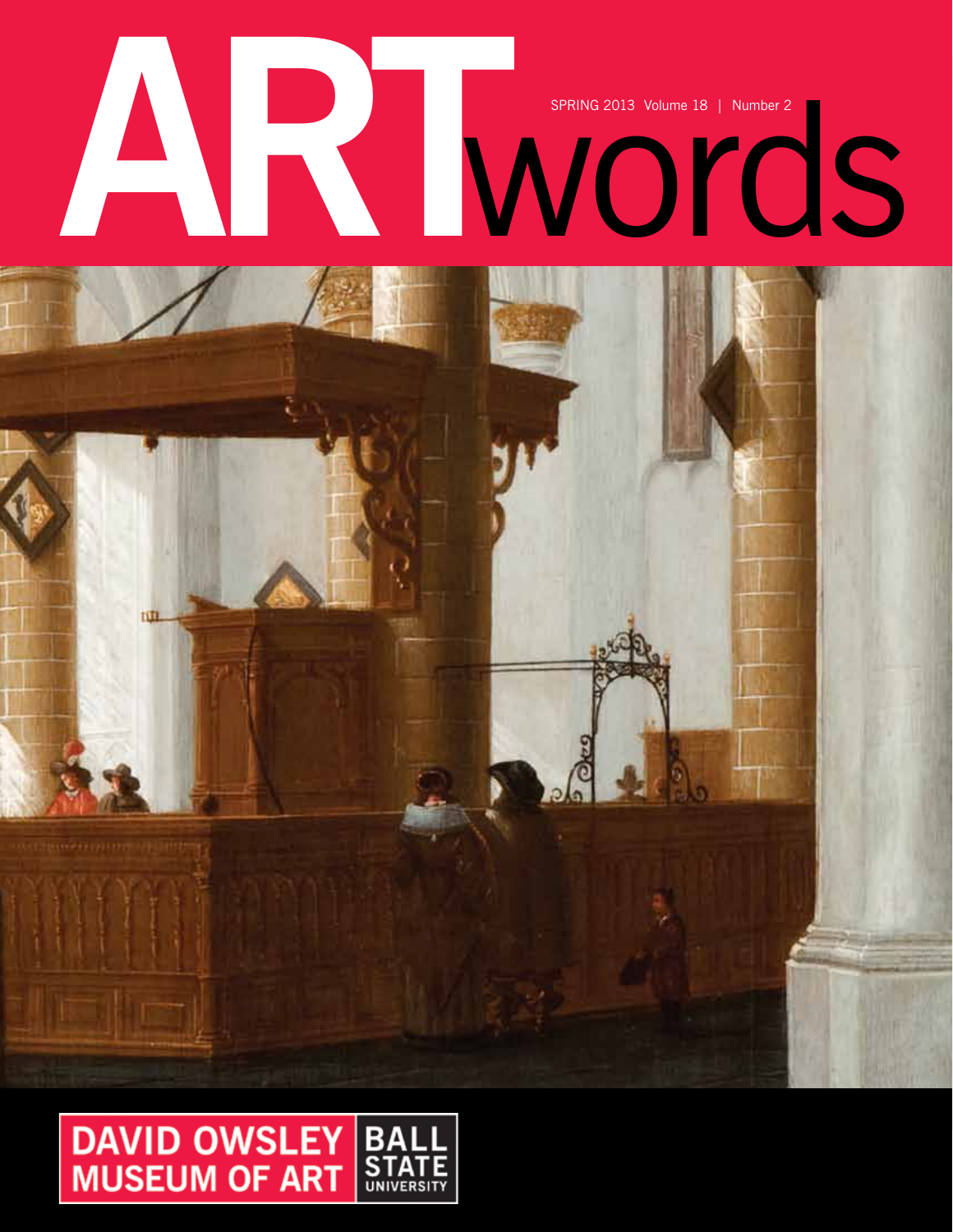# ARTwords

SPRING 2013 Volume 18 | Number 2

DAVID OWSLEY MUSEUM OF ART

BALL STATE UNIVERSITY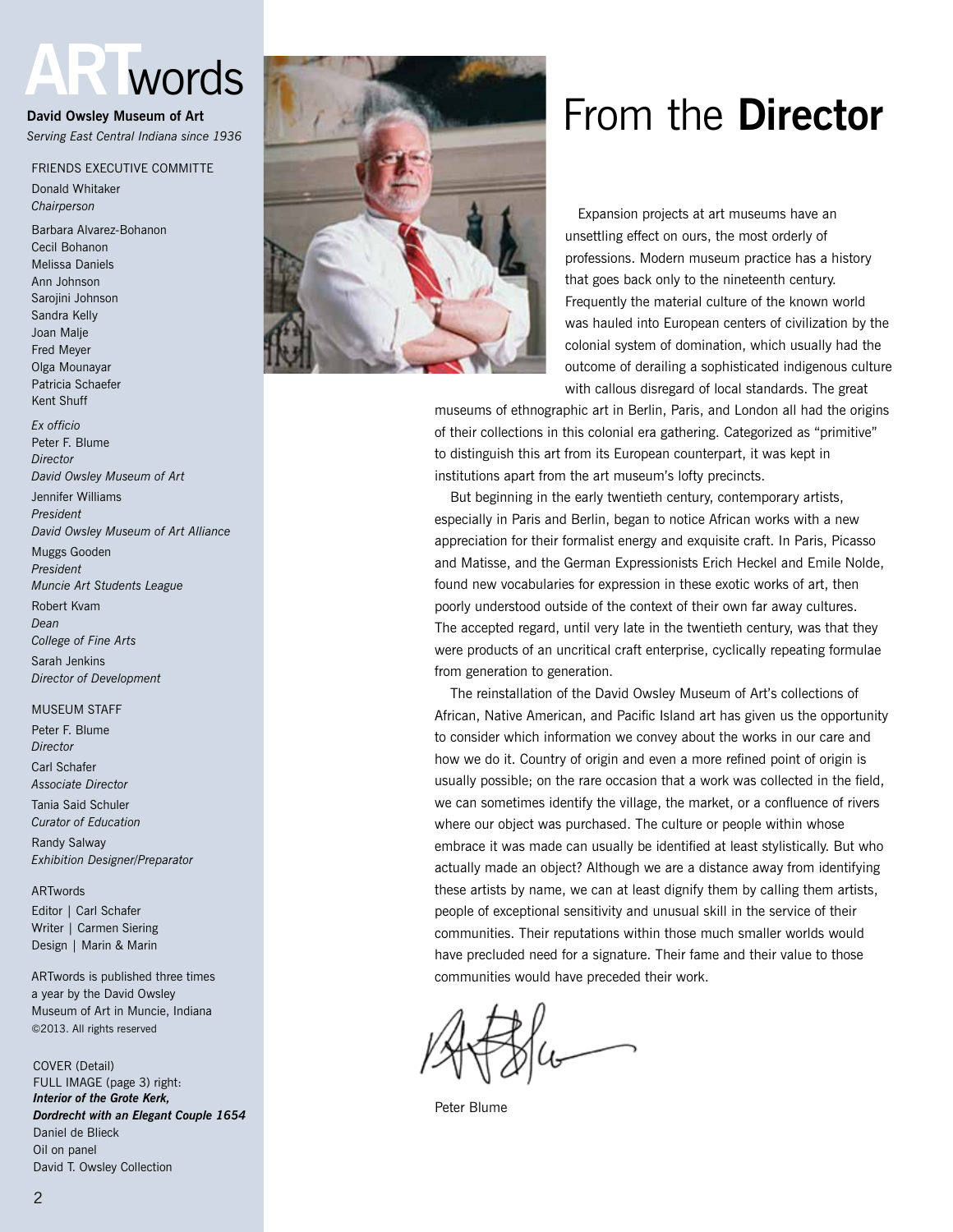# ARTwords

**David Owsley Museum of Art**
*Serving East Central Indiana since 1936*

FRIENDS EXECUTIVE COMMITTE

Donald Whitaker
*Chairperson*

Barbara Alvarez-Bohanon
Cecil Bohanon
Melissa Daniels
Ann Johnson
Sarojini Johnson
Sandra Kelly
Joan Malje
Fred Meyer
Olga Mounayar
Patricia Schaefer
Kent Shuff

*Ex officio*

Peter F. Blume
*Director*
*David Owsley Museum of Art*

Jennifer Williams
*President*
*David Owsley Museum of Art Alliance*

Muggs Gooden
*President*
*Muncie Art Students League*

Robert Kvam
*Dean*
*College of Fine Arts*

Sarah Jenkins
*Director of Development*

MUSEUM STAFF

Peter F. Blume
*Director*

Carl Schafer
*Associate Director*

Tania Said Schuler
*Curator of Education*

Randy Salway
*Exhibition Designer/Preparator*

ARTwords

Editor | Carl Schafer
Writer | Carmen Siering
Design | Marin & Marin

ARTwords is published three times a year by the David Owsley Museum of Art in Muncie, Indiana
©2013. All rights reserved

COVER (Detail)
FULL IMAGE (page 3) right:
***Interior of the Grote Kerk, Dordrecht with an Elegant Couple 1654***
Daniel de Blieck
Oil on panel
David T. Owsley Collection

# From the **Director**

Expansion projects at art museums have an unsettling effect on ours, the most orderly of professions. Modern museum practice has a history that goes back only to the nineteenth century. Frequently the material culture of the known world was hauled into European centers of civilization by the colonial system of domination, which usually had the outcome of derailing a sophisticated indigenous culture with callous disregard of local standards. The great museums of ethnographic art in Berlin, Paris, and London all had the origins of their collections in this colonial era gathering. Categorized as "primitive" to distinguish this art from its European counterpart, it was kept in institutions apart from the art museum's lofty precincts.

But beginning in the early twentieth century, contemporary artists, especially in Paris and Berlin, began to notice African works with a new appreciation for their formalist energy and exquisite craft. In Paris, Picasso and Matisse, and the German Expressionists Erich Heckel and Emile Nolde, found new vocabularies for expression in these exotic works of art, then poorly understood outside of the context of their own far away cultures. The accepted regard, until very late in the twentieth century, was that they were products of an uncritical craft enterprise, cyclically repeating formulae from generation to generation.

The reinstallation of the David Owsley Museum of Art's collections of African, Native American, and Pacific Island art has given us the opportunity to consider which information we convey about the works in our care and how we do it. Country of origin and even a more refined point of origin is usually possible; on the rare occasion that a work was collected in the field, we can sometimes identify the village, the market, or a confluence of rivers where our object was purchased. The culture or people within whose embrace it was made can usually be identified at least stylistically. But who actually made an object? Although we are a distance away from identifying these artists by name, we can at least dignify them by calling them artists, people of exceptional sensitivity and unusual skill in the service of their communities. Their reputations within those much smaller worlds would have precluded need for a signature. Their fame and their value to those communities would have preceded their work.

Peter Blume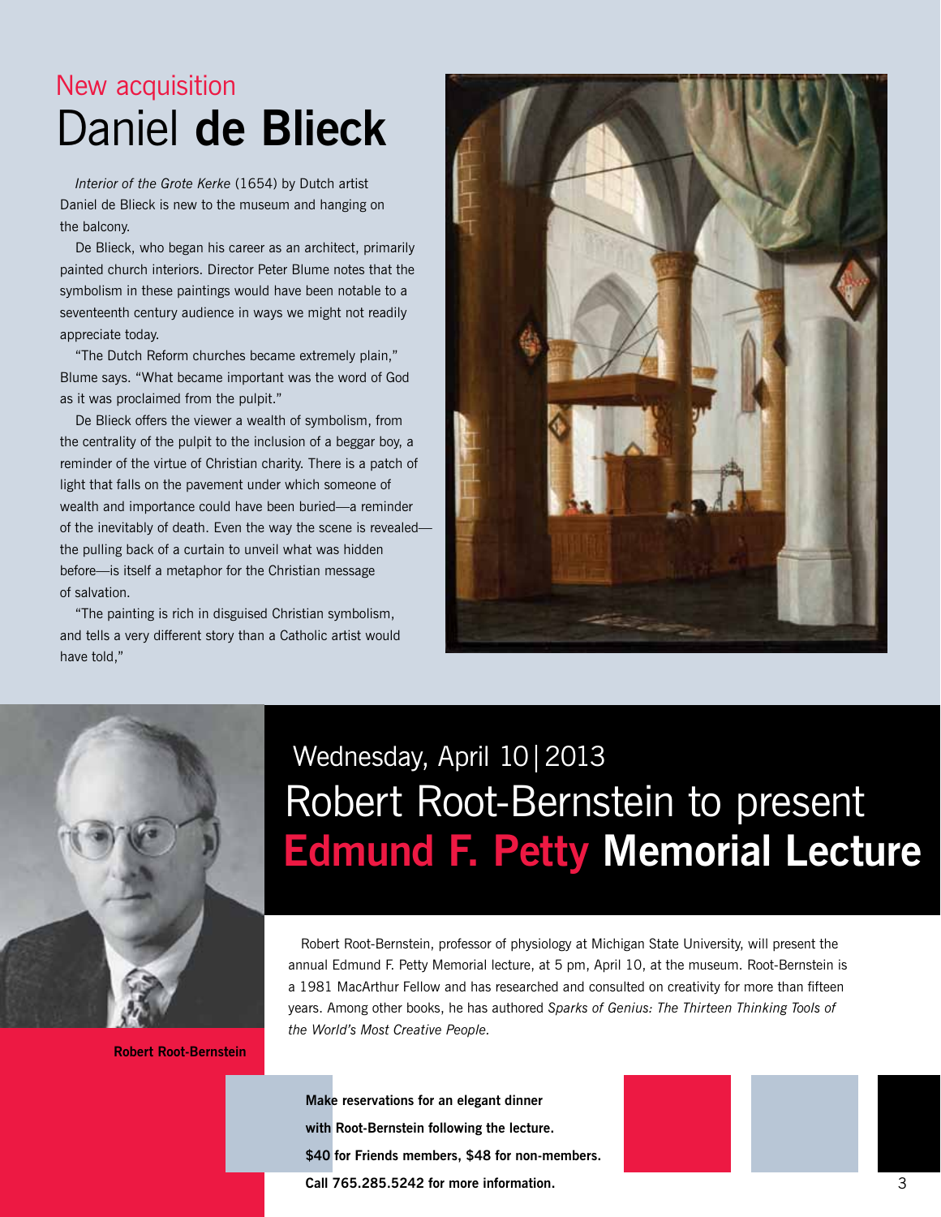New acquisition

# Daniel **de Blieck**

*Interior of the Grote Kerke* (1654) by Dutch artist Daniel de Blieck is new to the museum and hanging on the balcony.

De Blieck, who began his career as an architect, primarily painted church interiors. Director Peter Blume notes that the symbolism in these paintings would have been notable to a seventeenth century audience in ways we might not readily appreciate today.

"The Dutch Reform churches became extremely plain," Blume says. "What became important was the word of God as it was proclaimed from the pulpit."

De Blieck offers the viewer a wealth of symbolism, from the centrality of the pulpit to the inclusion of a beggar boy, a reminder of the virtue of Christian charity. There is a patch of light that falls on the pavement under which someone of wealth and importance could have been buried—a reminder of the inevitably of death. Even the way the scene is revealed—the pulling back of a curtain to unveil what was hidden before—is itself a metaphor for the Christian message of salvation.

"The painting is rich in disguised Christian symbolism, and tells a very different story than a Catholic artist would have told,"

Wednesday, April 10 | 2013

# Robert Root-Bernstein to present **Edmund F. Petty Memorial Lecture**

**Robert Root-Bernstein**

Robert Root-Bernstein, professor of physiology at Michigan State University, will present the annual Edmund F. Petty Memorial lecture, at 5 pm, April 10, at the museum. Root-Bernstein is a 1981 MacArthur Fellow and has researched and consulted on creativity for more than fifteen years. Among other books, he has authored *Sparks of Genius: The Thirteen Thinking Tools of the World's Most Creative People.*

**Make reservations for an elegant dinner with Root-Bernstein following the lecture. $40 for Friends members, $48 for non-members. Call 765.285.5242 for more information.**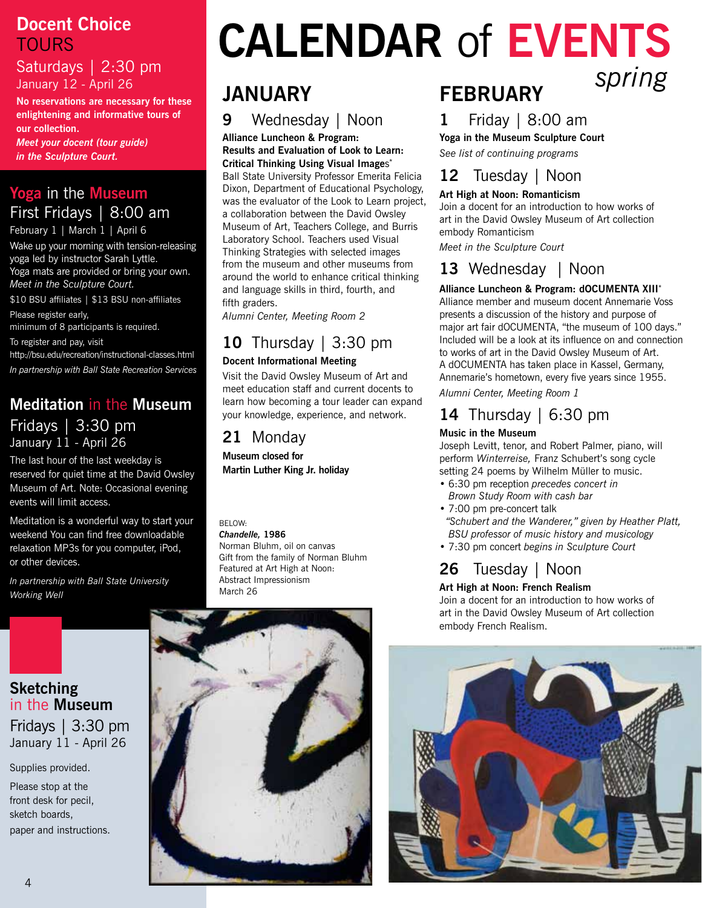# CALENDAR of EVENTS *spring*

## Docent Choice TOURS

Saturdays | 2:30 pm
January 12 - April 26

**No reservations are necessary for these enlightening and informative tours of our collection.**
***Meet your docent (tour guide) in the Sculpture Court.***

## Yoga in the Museum

First Fridays | 8:00 am
February 1 | March 1 | April 6

Wake up your morning with tension-releasing yoga led by instructor Sarah Lyttle.
Yoga mats are provided or bring your own.
*Meet in the Sculpture Court.*

$10 BSU affiliates | $13 BSU non-affiliates

Please register early,
minimum of 8 participants is required.

To register and pay, visit
http://bsu.edu/recreation/instructional-classes.html

*In partnership with Ball State Recreation Services*

## Meditation in the Museum

Fridays | 3:30 pm
January 11 - April 26

The last hour of the last weekday is reserved for quiet time at the David Owsley Museum of Art. Note: Occasional evening events will limit access.

Meditation is a wonderful way to start your weekend You can find free downloadable relaxation MP3s for you computer, iPod, or other devices.

*In partnership with Ball State University Working Well*

## Sketching in the Museum

Fridays | 3:30 pm
January 11 - April 26

Supplies provided.

Please stop at the front desk for pecil, sketch boards, paper and instructions.

## JANUARY

### 9 Wednesday | Noon

**Alliance Luncheon & Program: Results and Evaluation of Look to Learn: Critical Thinking Using Visual Images***

Ball State University Professor Emerita Felicia Dixon, Department of Educational Psychology, was the evaluator of the Look to Learn project, a collaboration between the David Owsley Museum of Art, Teachers College, and Burris Laboratory School. Teachers used Visual Thinking Strategies with selected images from the museum and other museums from around the world to enhance critical thinking and language skills in third, fourth, and fifth graders.

*Alumni Center, Meeting Room 2*

### 10 Thursday | 3:30 pm

**Docent Informational Meeting**

Visit the David Owsley Museum of Art and meet education staff and current docents to learn how becoming a tour leader can expand your knowledge, experience, and network.

### 21 Monday

**Museum closed for Martin Luther King Jr. holiday**

BELOW:
***Chandelle,* 1986**
Norman Bluhm, oil on canvas
Gift from the family of Norman Bluhm
Featured at Art High at Noon: Abstract Impressionism
March 26

## FEBRUARY

### 1 Friday | 8:00 am

**Yoga in the Museum Sculpture Court**

*See list of continuing programs*

### 12 Tuesday | Noon

**Art High at Noon: Romanticism**

Join a docent for an introduction to how works of art in the David Owsley Museum of Art collection embody Romanticism

*Meet in the Sculpture Court*

### 13 Wednesday | Noon

**Alliance Luncheon & Program: dOCUMENTA XIII***

Alliance member and museum docent Annemarie Voss presents a discussion of the history and purpose of major art fair dOCUMENTA, "the museum of 100 days." Included will be a look at its influence on and connection to works of art in the David Owsley Museum of Art. A dOCUMENTA has taken place in Kassel, Germany, Annemarie's hometown, every five years since 1955.

*Alumni Center, Meeting Room 1*

### 14 Thursday | 6:30 pm

**Music in the Museum**

Joseph Levitt, tenor, and Robert Palmer, piano, will perform *Winterreise,* Franz Schubert's song cycle setting 24 poems by Wilhelm Müller to music.

- 6:30 pm reception *precedes concert in Brown Study Room with cash bar*
- 7:00 pm pre-concert talk *"Schubert and the Wanderer," given by Heather Platt, BSU professor of music history and musicology*
- 7:30 pm concert *begins in Sculpture Court*

### 26 Tuesday | Noon

**Art High at Noon: French Realism**

Join a docent for an introduction to how works of art in the David Owsley Museum of Art collection embody French Realism.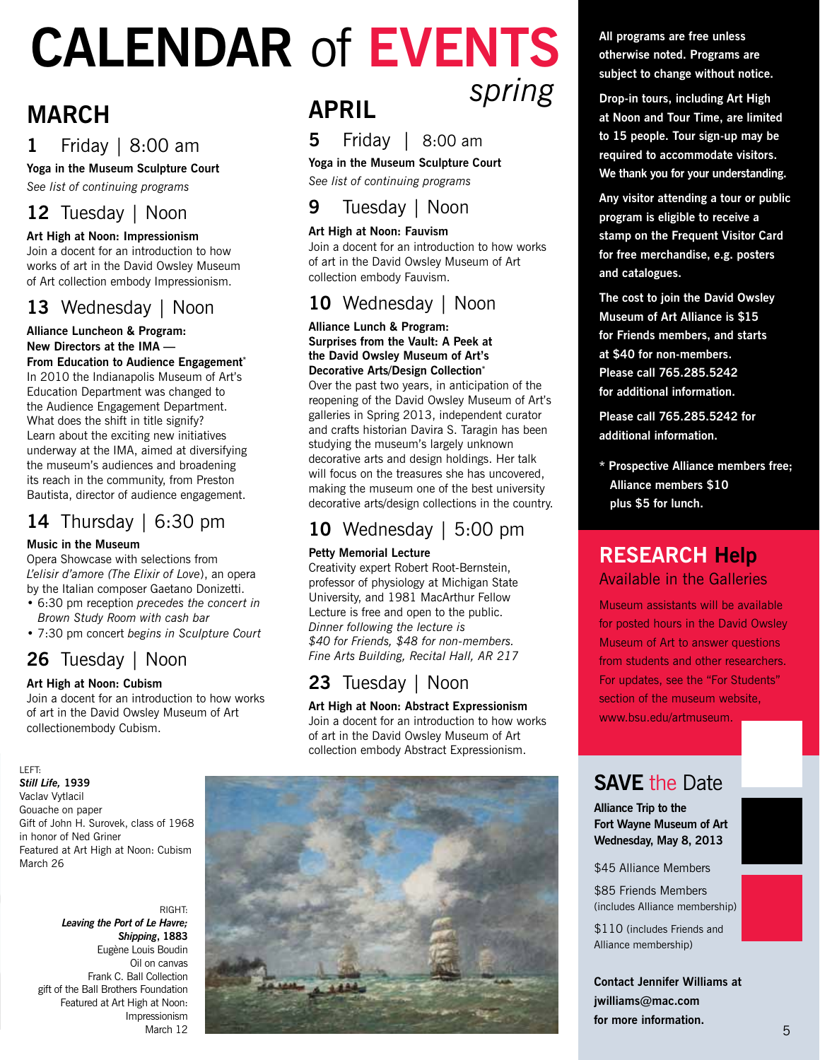# CALENDAR of EVENTS

*spring*

## MARCH

### 1 Friday | 8:00 am

**Yoga in the Museum Sculpture Court**

*See list of continuing programs*

### 12 Tuesday | Noon

**Art High at Noon: Impressionism**

Join a docent for an introduction to how works of art in the David Owsley Museum of Art collection embody Impressionism.

### 13 Wednesday | Noon

**Alliance Luncheon & Program: New Directors at the IMA — From Education to Audience Engagement***

In 2010 the Indianapolis Museum of Art's Education Department was changed to the Audience Engagement Department. What does the shift in title signify? Learn about the exciting new initiatives underway at the IMA, aimed at diversifying the museum's audiences and broadening its reach in the community, from Preston Bautista, director of audience engagement.

### 14 Thursday | 6:30 pm

**Music in the Museum**

Opera Showcase with selections from *L'elisir d'amore (The Elixir of Love)*, an opera by the Italian composer Gaetano Donizetti.

- 6:30 pm reception *precedes the concert in Brown Study Room with cash bar*
- 7:30 pm concert *begins in Sculpture Court*

### 26 Tuesday | Noon

**Art High at Noon: Cubism**

Join a docent for an introduction to how works of art in the David Owsley Museum of Art collectionembody Cubism.

## APRIL

### 5 Friday | 8:00 am

**Yoga in the Museum Sculpture Court**

*See list of continuing programs*

### 9 Tuesday | Noon

**Art High at Noon: Fauvism**

Join a docent for an introduction to how works of art in the David Owsley Museum of Art collection embody Fauvism.

### 10 Wednesday | Noon

**Alliance Lunch & Program: Surprises from the Vault: A Peek at the David Owsley Museum of Art's Decorative Arts/Design Collection***

Over the past two years, in anticipation of the reopening of the David Owsley Museum of Art's galleries in Spring 2013, independent curator and crafts historian Davira S. Taragin has been studying the museum's largely unknown decorative arts and design holdings. Her talk will focus on the treasures she has uncovered, making the museum one of the best university decorative arts/design collections in the country.

### 10 Wednesday | 5:00 pm

**Petty Memorial Lecture**

Creativity expert Robert Root-Bernstein, professor of physiology at Michigan State University, and 1981 MacArthur Fellow Lecture is free and open to the public.

*Dinner following the lecture is $40 for Friends, $48 for non-members.*

*Fine Arts Building, Recital Hall, AR 217*

### 23 Tuesday | Noon

**Art High at Noon: Abstract Expressionism**

Join a docent for an introduction to how works of art in the David Owsley Museum of Art collection embody Abstract Expressionism.

LEFT:
***Still Life*, 1939**
Vaclav Vytlacil
Gouache on paper
Gift of John H. Surovek, class of 1968 in honor of Ned Griner
Featured at Art High at Noon: Cubism
March 26

RIGHT:
***Leaving the Port of Le Havre; Shipping*, 1883**
Eugène Louis Boudin
Oil on canvas
Frank C. Ball Collection
gift of the Ball Brothers Foundation
Featured at Art High at Noon: Impressionism
March 12

**All programs are free unless otherwise noted. Programs are subject to change without notice.**

**Drop-in tours, including Art High at Noon and Tour Time, are limited to 15 people. Tour sign-up may be required to accommodate visitors. We thank you for your understanding.**

**Any visitor attending a tour or public program is eligible to receive a stamp on the Frequent Visitor Card for free merchandise, e.g. posters and catalogues.**

**The cost to join the David Owsley Museum of Art Alliance is $15 for Friends members, and starts at $40 for non-members. Please call 765.285.5242 for additional information.**

**Please call 765.285.5242 for additional information.**

**\* Prospective Alliance members free; Alliance members $10 plus $5 for lunch.**

## RESEARCH Help

Available in the Galleries

Museum assistants will be available for posted hours in the David Owsley Museum of Art to answer questions from students and other researchers. For updates, see the "For Students" section of the museum website, www.bsu.edu/artmuseum.

## SAVE the Date

**Alliance Trip to the Fort Wayne Museum of Art Wednesday, May 8, 2013**

$45 Alliance Members

$85 Friends Members (includes Alliance membership)

$110 (includes Friends and Alliance membership)

**Contact Jennifer Williams at jwilliams@mac.com for more information.**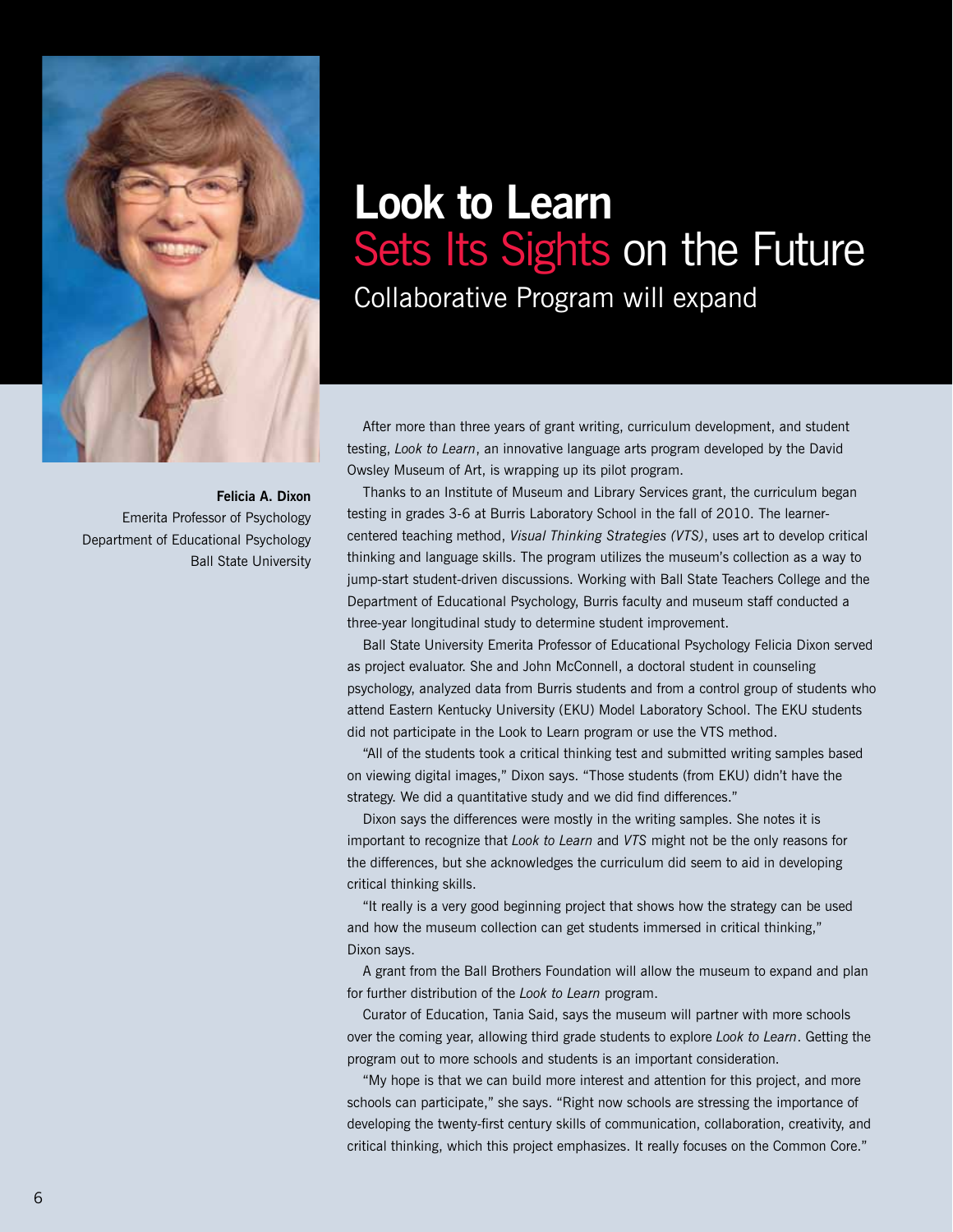# Look to Learn Sets Its Sights on the Future

## Collaborative Program will expand

**Felicia A. Dixon**
Emerita Professor of Psychology
Department of Educational Psychology
Ball State University

After more than three years of grant writing, curriculum development, and student testing, *Look to Learn*, an innovative language arts program developed by the David Owsley Museum of Art, is wrapping up its pilot program.

Thanks to an Institute of Museum and Library Services grant, the curriculum began testing in grades 3-6 at Burris Laboratory School in the fall of 2010. The learner-centered teaching method, *Visual Thinking Strategies (VTS)*, uses art to develop critical thinking and language skills. The program utilizes the museum's collection as a way to jump-start student-driven discussions. Working with Ball State Teachers College and the Department of Educational Psychology, Burris faculty and museum staff conducted a three-year longitudinal study to determine student improvement.

Ball State University Emerita Professor of Educational Psychology Felicia Dixon served as project evaluator. She and John McConnell, a doctoral student in counseling psychology, analyzed data from Burris students and from a control group of students who attend Eastern Kentucky University (EKU) Model Laboratory School. The EKU students did not participate in the Look to Learn program or use the VTS method.

"All of the students took a critical thinking test and submitted writing samples based on viewing digital images," Dixon says. "Those students (from EKU) didn't have the strategy. We did a quantitative study and we did find differences."

Dixon says the differences were mostly in the writing samples. She notes it is important to recognize that *Look to Learn* and *VTS* might not be the only reasons for the differences, but she acknowledges the curriculum did seem to aid in developing critical thinking skills.

"It really is a very good beginning project that shows how the strategy can be used and how the museum collection can get students immersed in critical thinking," Dixon says.

A grant from the Ball Brothers Foundation will allow the museum to expand and plan for further distribution of the *Look to Learn* program.

Curator of Education, Tania Said, says the museum will partner with more schools over the coming year, allowing third grade students to explore *Look to Learn*. Getting the program out to more schools and students is an important consideration.

"My hope is that we can build more interest and attention for this project, and more schools can participate," she says. "Right now schools are stressing the importance of developing the twenty-first century skills of communication, collaboration, creativity, and critical thinking, which this project emphasizes. It really focuses on the Common Core."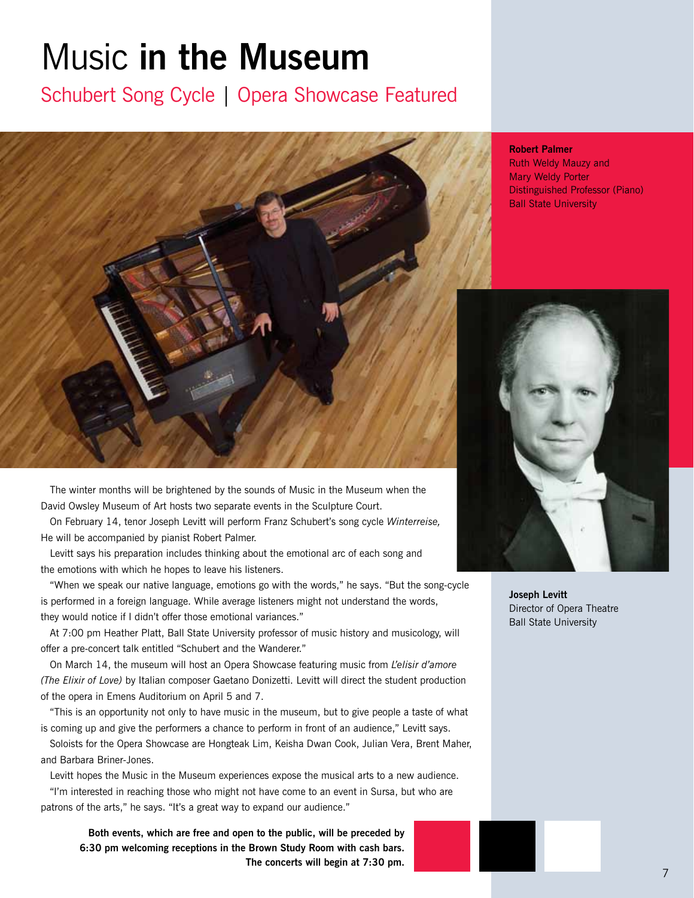# Music **in the Museum**

## Schubert Song Cycle | Opera Showcase Featured

**Robert Palmer**
Ruth Weldy Mauzy and
Mary Weldy Porter
Distinguished Professor (Piano)
Ball State University

**Joseph Levitt**
Director of Opera Theatre
Ball State University

The winter months will be brightened by the sounds of Music in the Museum when the David Owsley Museum of Art hosts two separate events in the Sculpture Court.

On February 14, tenor Joseph Levitt will perform Franz Schubert's song cycle *Winterreise,* He will be accompanied by pianist Robert Palmer.

Levitt says his preparation includes thinking about the emotional arc of each song and the emotions with which he hopes to leave his listeners.

"When we speak our native language, emotions go with the words," he says. "But the song-cycle is performed in a foreign language. While average listeners might not understand the words, they would notice if I didn't offer those emotional variances."

At 7:00 pm Heather Platt, Ball State University professor of music history and musicology, will offer a pre-concert talk entitled "Schubert and the Wanderer."

On March 14, the museum will host an Opera Showcase featuring music from *L'elisir d'amore (The Elixir of Love)* by Italian composer Gaetano Donizetti. Levitt will direct the student production of the opera in Emens Auditorium on April 5 and 7.

"This is an opportunity not only to have music in the museum, but to give people a taste of what is coming up and give the performers a chance to perform in front of an audience," Levitt says.

Soloists for the Opera Showcase are Hongteak Lim, Keisha Dwan Cook, Julian Vera, Brent Maher, and Barbara Briner-Jones.

Levitt hopes the Music in the Museum experiences expose the musical arts to a new audience.

"I'm interested in reaching those who might not have come to an event in Sursa, but who are patrons of the arts," he says. "It's a great way to expand our audience."

**Both events, which are free and open to the public, will be preceded by 6:30 pm welcoming receptions in the Brown Study Room with cash bars. The concerts will begin at 7:30 pm.**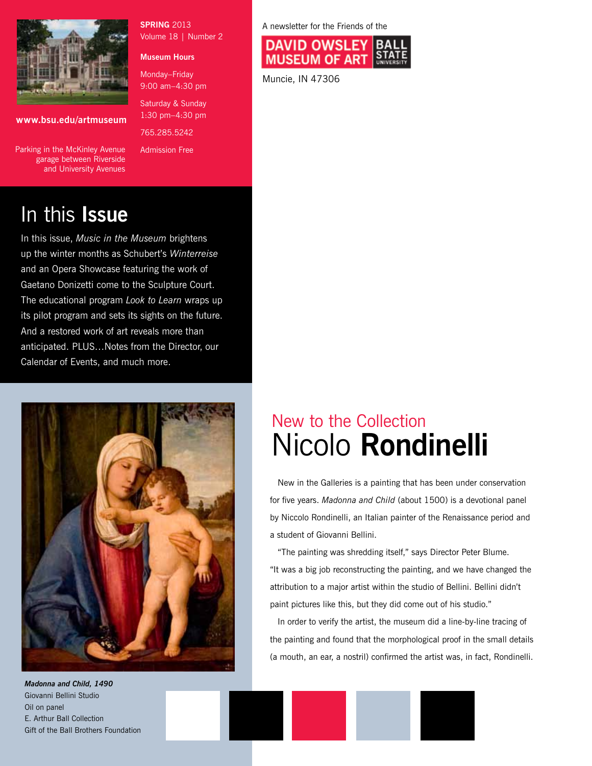**SPRING** 2013
Volume 18 | Number 2

**Museum Hours**

Monday–Friday
9:00 am–4:30 pm

Saturday & Sunday
1:30 pm–4:30 pm

765.285.5242

Admission Free

**www.bsu.edu/artmuseum**

Parking in the McKinley Avenue garage between Riverside and University Avenues

A newsletter for the Friends of the

DAVID OWSLEY MUSEUM OF ART | BALL STATE UNIVERSITY

Muncie, IN 47306

# In this **Issue**

In this issue, *Music in the Museum* brightens up the winter months as Schubert's *Winterreise* and an Opera Showcase featuring the work of Gaetano Donizetti come to the Sculpture Court. The educational program *Look to Learn* wraps up its pilot program and sets its sights on the future. And a restored work of art reveals more than anticipated. PLUS…Notes from the Director, our Calendar of Events, and much more.

***Madonna and Child, 1490***
Giovanni Bellini Studio
Oil on panel
E. Arthur Ball Collection
Gift of the Ball Brothers Foundation

## New to the Collection
# Nicolo **Rondinelli**

New in the Galleries is a painting that has been under conservation for five years. *Madonna and Child* (about 1500) is a devotional panel by Niccolo Rondinelli, an Italian painter of the Renaissance period and a student of Giovanni Bellini.

"The painting was shredding itself," says Director Peter Blume. "It was a big job reconstructing the painting, and we have changed the attribution to a major artist within the studio of Bellini. Bellini didn't paint pictures like this, but they did come out of his studio."

In order to verify the artist, the museum did a line-by-line tracing of the painting and found that the morphological proof in the small details (a mouth, an ear, a nostril) confirmed the artist was, in fact, Rondinelli.